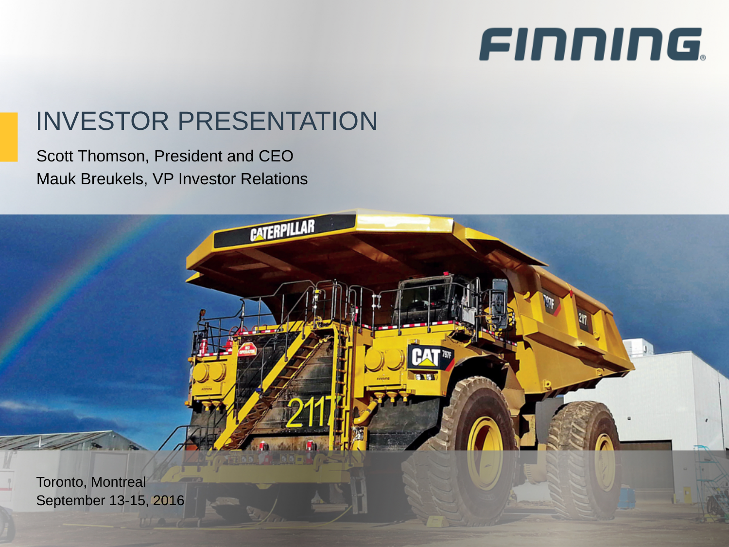FINNING

# INVESTOR PRESENTATION

Scott Thomson, President and CEO
Mauk Breukels, VP Investor Relations

Toronto, Montreal
September 13-15, 2016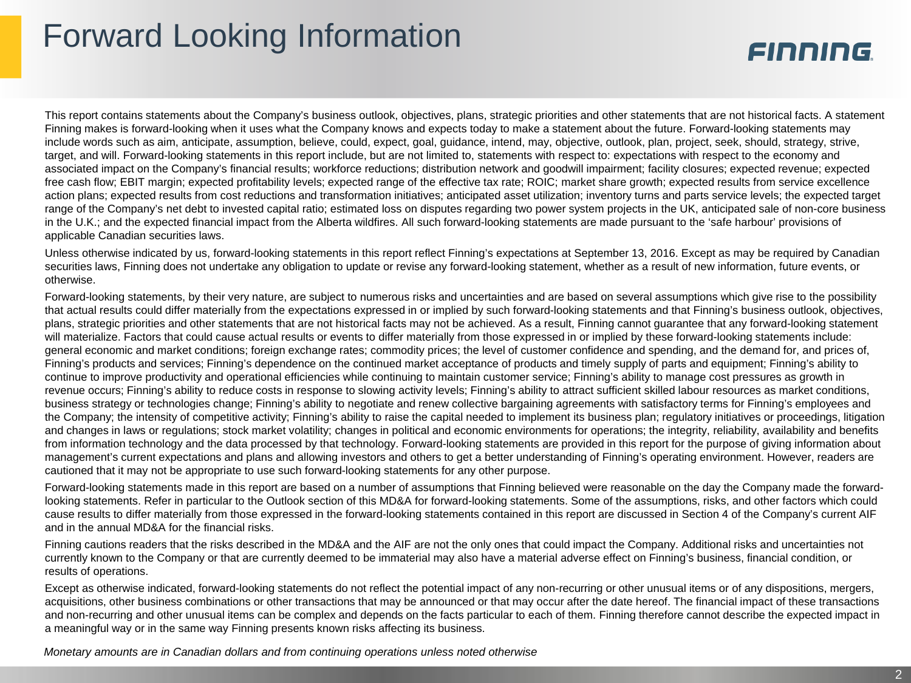# Forward Looking Information

This report contains statements about the Company's business outlook, objectives, plans, strategic priorities and other statements that are not historical facts. A statement Finning makes is forward-looking when it uses what the Company knows and expects today to make a statement about the future. Forward-looking statements may include words such as aim, anticipate, assumption, believe, could, expect, goal, guidance, intend, may, objective, outlook, plan, project, seek, should, strategy, strive, target, and will. Forward-looking statements in this report include, but are not limited to, statements with respect to: expectations with respect to the economy and associated impact on the Company's financial results; workforce reductions; distribution network and goodwill impairment; facility closures; expected revenue; expected free cash flow; EBIT margin; expected profitability levels; expected range of the effective tax rate; ROIC; market share growth; expected results from service excellence action plans; expected results from cost reductions and transformation initiatives; anticipated asset utilization; inventory turns and parts service levels; the expected target range of the Company's net debt to invested capital ratio; estimated loss on disputes regarding two power system projects in the UK, anticipated sale of non-core business in the U.K.; and the expected financial impact from the Alberta wildfires. All such forward-looking statements are made pursuant to the 'safe harbour' provisions of applicable Canadian securities laws.

Unless otherwise indicated by us, forward-looking statements in this report reflect Finning's expectations at September 13, 2016. Except as may be required by Canadian securities laws, Finning does not undertake any obligation to update or revise any forward-looking statement, whether as a result of new information, future events, or otherwise.

Forward-looking statements, by their very nature, are subject to numerous risks and uncertainties and are based on several assumptions which give rise to the possibility that actual results could differ materially from the expectations expressed in or implied by such forward-looking statements and that Finning's business outlook, objectives, plans, strategic priorities and other statements that are not historical facts may not be achieved. As a result, Finning cannot guarantee that any forward-looking statement will materialize. Factors that could cause actual results or events to differ materially from those expressed in or implied by these forward-looking statements include: general economic and market conditions; foreign exchange rates; commodity prices; the level of customer confidence and spending, and the demand for, and prices of, Finning's products and services; Finning's dependence on the continued market acceptance of products and timely supply of parts and equipment; Finning's ability to continue to improve productivity and operational efficiencies while continuing to maintain customer service; Finning's ability to manage cost pressures as growth in revenue occurs; Finning's ability to reduce costs in response to slowing activity levels; Finning's ability to attract sufficient skilled labour resources as market conditions, business strategy or technologies change; Finning's ability to negotiate and renew collective bargaining agreements with satisfactory terms for Finning's employees and the Company; the intensity of competitive activity; Finning's ability to raise the capital needed to implement its business plan; regulatory initiatives or proceedings, litigation and changes in laws or regulations; stock market volatility; changes in political and economic environments for operations; the integrity, reliability, availability and benefits from information technology and the data processed by that technology. Forward-looking statements are provided in this report for the purpose of giving information about management's current expectations and plans and allowing investors and others to get a better understanding of Finning's operating environment. However, readers are cautioned that it may not be appropriate to use such forward-looking statements for any other purpose.

Forward-looking statements made in this report are based on a number of assumptions that Finning believed were reasonable on the day the Company made the forward-looking statements. Refer in particular to the Outlook section of this MD&A for forward-looking statements. Some of the assumptions, risks, and other factors which could cause results to differ materially from those expressed in the forward-looking statements contained in this report are discussed in Section 4 of the Company's current AIF and in the annual MD&A for the financial risks.

Finning cautions readers that the risks described in the MD&A and the AIF are not the only ones that could impact the Company. Additional risks and uncertainties not currently known to the Company or that are currently deemed to be immaterial may also have a material adverse effect on Finning's business, financial condition, or results of operations.

Except as otherwise indicated, forward-looking statements do not reflect the potential impact of any non-recurring or other unusual items or of any dispositions, mergers, acquisitions, other business combinations or other transactions that may be announced or that may occur after the date hereof. The financial impact of these transactions and non-recurring and other unusual items can be complex and depends on the facts particular to each of them. Finning therefore cannot describe the expected impact in a meaningful way or in the same way Finning presents known risks affecting its business.

*Monetary amounts are in Canadian dollars and from continuing operations unless noted otherwise*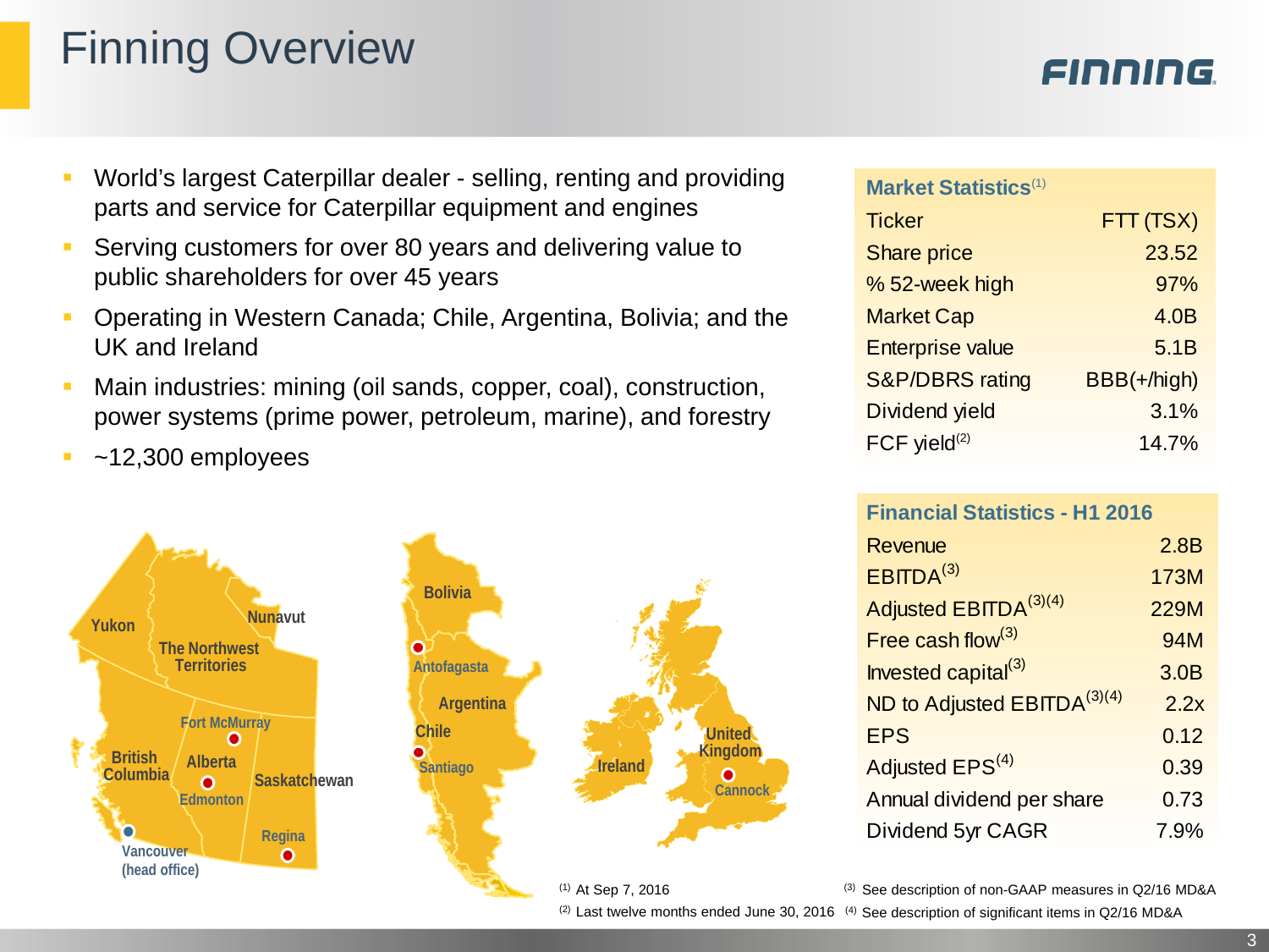# Finning Overview

- World's largest Caterpillar dealer - selling, renting and providing parts and service for Caterpillar equipment and engines
- Serving customers for over 80 years and delivering value to public shareholders for over 45 years
- Operating in Western Canada; Chile, Argentina, Bolivia; and the UK and Ireland
- Main industries: mining (oil sands, copper, coal), construction, power systems (prime power, petroleum, marine), and forestry
- ~12,300 employees

| Market Statistics[1] | |
|---|---|
| Ticker | FTT (TSX) |
| Share price | 23.52 |
| % 52-week high | 97% |
| Market Cap | 4.0B |
| Enterprise value | 5.1B |
| S&P/DBRS rating | BBB(+/high) |
| Dividend yield | 3.1% |
| FCF yield[2] | 14.7% |

| Financial Statistics - H1 2016 | |
|---|---|
| Revenue | 2.8B |
| EBITDA[3] | 173M |
| Adjusted EBITDA[3][4] | 229M |
| Free cash flow[3] | 94M |
| Invested capital[3] | 3.0B |
| ND to Adjusted EBITDA[3][4] | 2.2x |
| EPS | 0.12 |
| Adjusted EPS[4] | 0.39 |
| Annual dividend per share | 0.73 |
| Dividend 5yr CAGR | 7.9% |

Yukon, Nunavut, The Northwest Territories, Fort McMurray, British Columbia, Alberta, Edmonton, Saskatchewan, Regina, Vancouver (head office)

Bolivia, Antofagasta, Argentina, Chile, Santiago

Ireland, United Kingdom, Cannock

(1) At Sep 7, 2016
(2) Last twelve months ended June 30, 2016
(3) See description of non-GAAP measures in Q2/16 MD&A
(4) See description of significant items in Q2/16 MD&A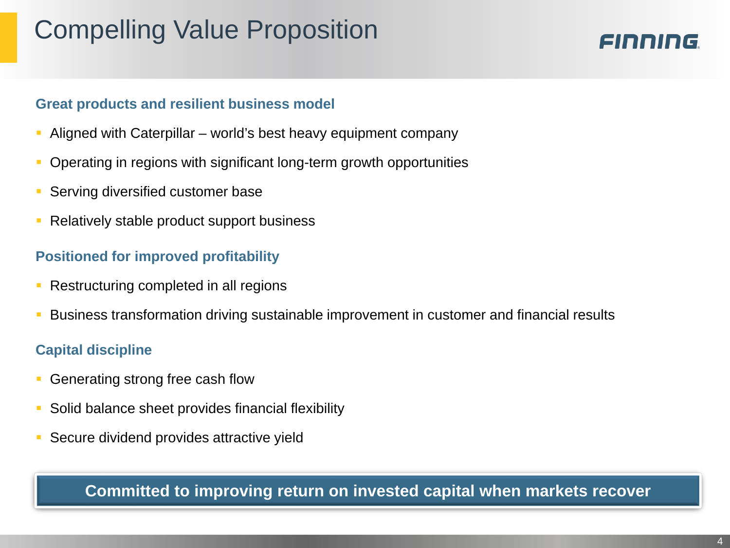# Compelling Value Proposition

FINNING

## Great products and resilient business model

- Aligned with Caterpillar – world's best heavy equipment company
- Operating in regions with significant long-term growth opportunities
- Serving diversified customer base
- Relatively stable product support business

## Positioned for improved profitability

- Restructuring completed in all regions
- Business transformation driving sustainable improvement in customer and financial results

## Capital discipline

- Generating strong free cash flow
- Solid balance sheet provides financial flexibility
- Secure dividend provides attractive yield

**Committed to improving return on invested capital when markets recover**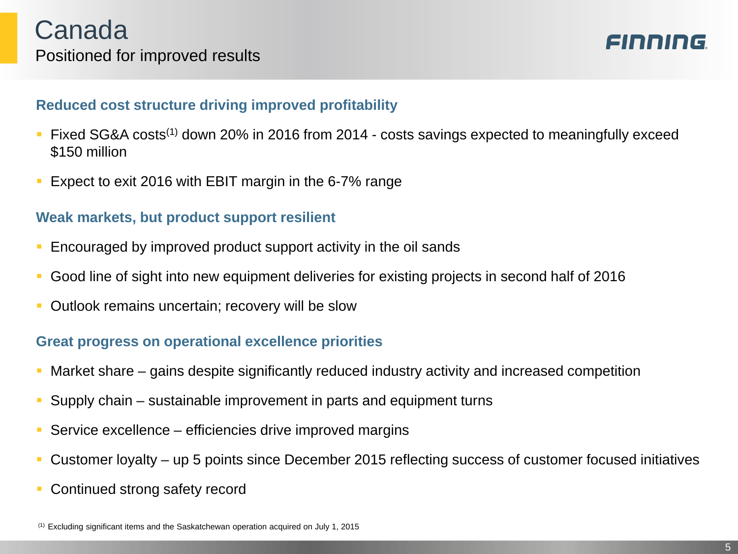# Canada

## Positioned for improved results

### Reduced cost structure driving improved profitability

- Fixed SG&A costs[(1)] down 20% in 2016 from 2014 - costs savings expected to meaningfully exceed $150 million
- Expect to exit 2016 with EBIT margin in the 6-7% range

### Weak markets, but product support resilient

- Encouraged by improved product support activity in the oil sands
- Good line of sight into new equipment deliveries for existing projects in second half of 2016
- Outlook remains uncertain; recovery will be slow

### Great progress on operational excellence priorities

- Market share – gains despite significantly reduced industry activity and increased competition
- Supply chain – sustainable improvement in parts and equipment turns
- Service excellence – efficiencies drive improved margins
- Customer loyalty – up 5 points since December 2015 reflecting success of customer focused initiatives
- Continued strong safety record

[(1)] Excluding significant items and the Saskatchewan operation acquired on July 1, 2015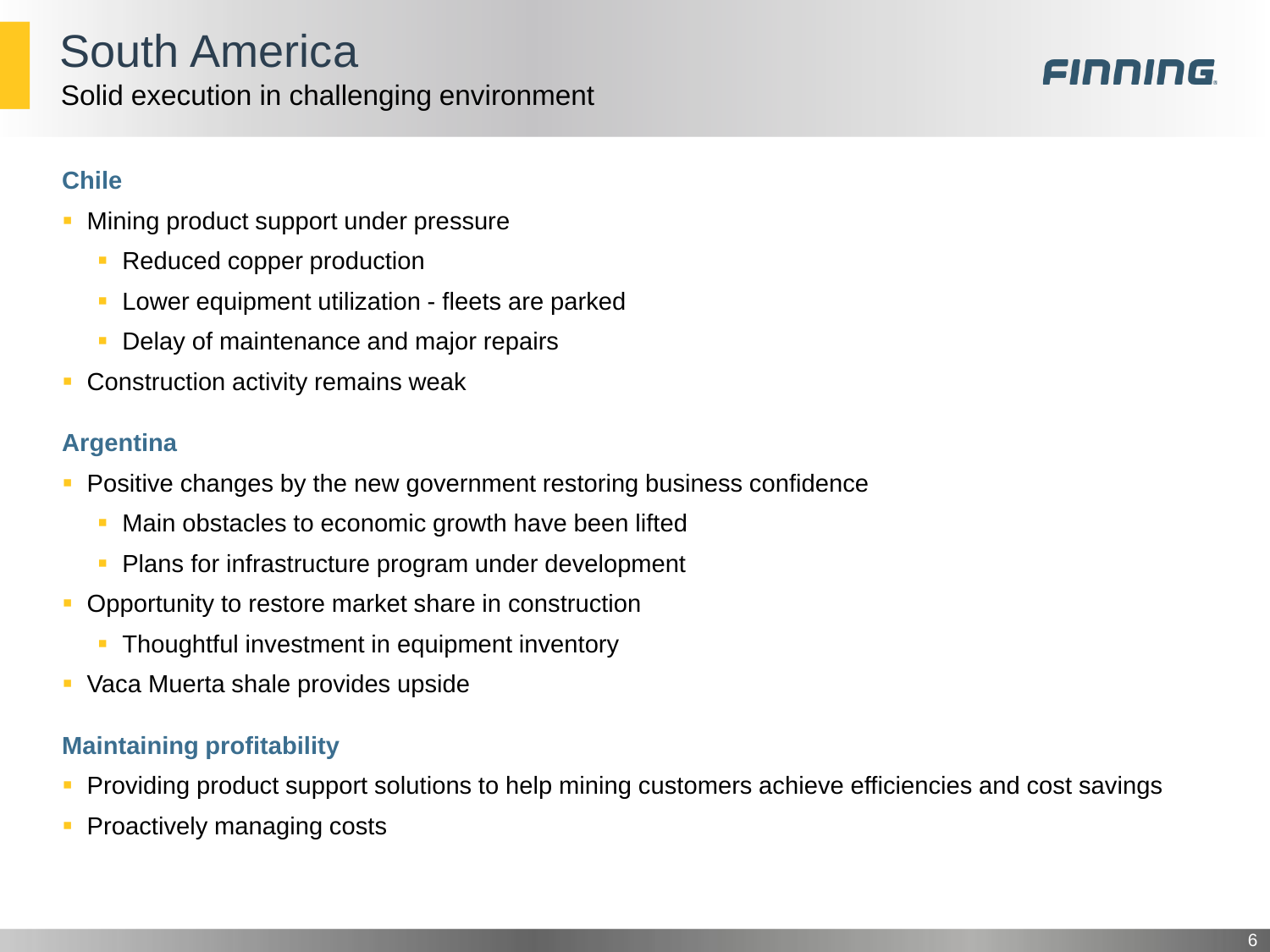# South America

Solid execution in challenging environment

### Chile

- Mining product support under pressure
  - Reduced copper production
  - Lower equipment utilization - fleets are parked
  - Delay of maintenance and major repairs
- Construction activity remains weak

### Argentina

- Positive changes by the new government restoring business confidence
  - Main obstacles to economic growth have been lifted
  - Plans for infrastructure program under development
- Opportunity to restore market share in construction
  - Thoughtful investment in equipment inventory
- Vaca Muerta shale provides upside

### Maintaining profitability

- Providing product support solutions to help mining customers achieve efficiencies and cost savings
- Proactively managing costs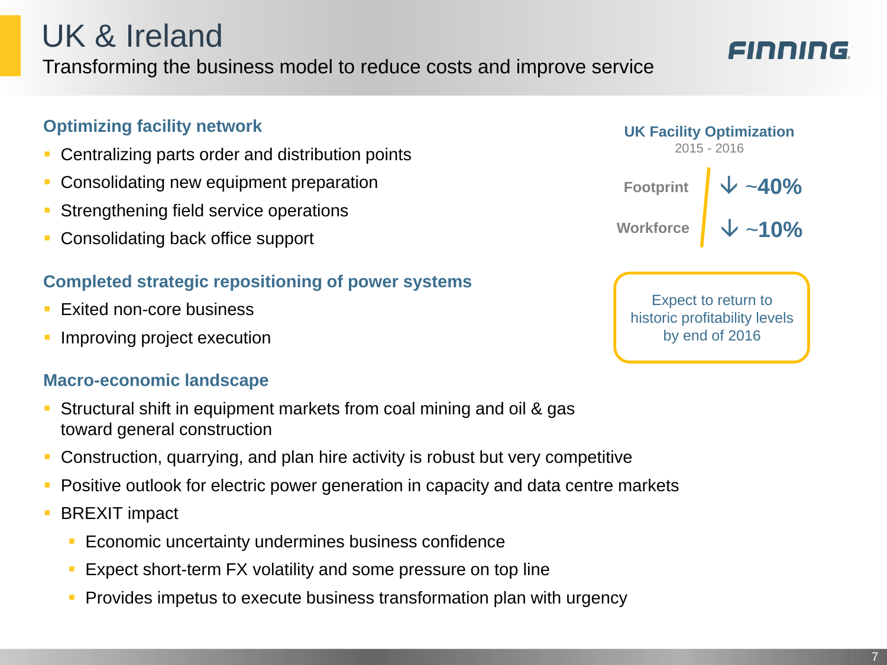# UK & Ireland

Transforming the business model to reduce costs and improve service

### Optimizing facility network

- Centralizing parts order and distribution points
- Consolidating new equipment preparation
- Strengthening field service operations
- Consolidating back office support

### Completed strategic repositioning of power systems

- Exited non-core business
- Improving project execution

### Macro-economic landscape

- Structural shift in equipment markets from coal mining and oil & gas toward general construction
- Construction, quarrying, and plan hire activity is robust but very competitive
- Positive outlook for electric power generation in capacity and data centre markets
- BREXIT impact
  - Economic uncertainty undermines business confidence
  - Expect short-term FX volatility and some pressure on top line
  - Provides impetus to execute business transformation plan with urgency

**UK Facility Optimization**
2015 - 2016

| | |
|---|---|
| Footprint | ↓ ~40% |
| Workforce | ↓ ~10% |

Expect to return to historic profitability levels by end of 2016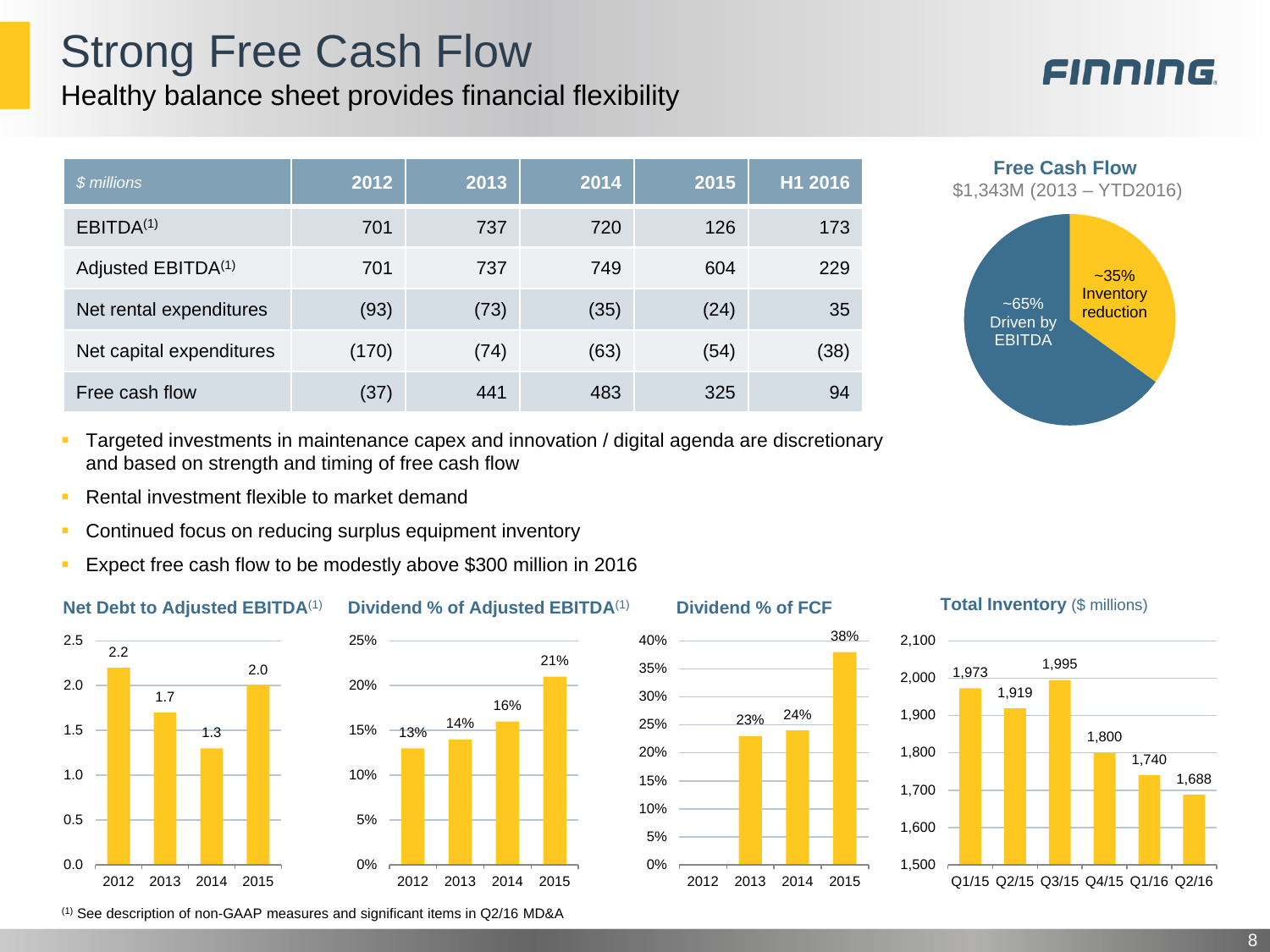# Strong Free Cash Flow

## Healthy balance sheet provides financial flexibility

FINNING

| $ millions | 2012 | 2013 | 2014 | 2015 | H1 2016 |
|---|---|---|---|---|---|
| EBITDA[1] | 701 | 737 | 720 | 126 | 173 |
| Adjusted EBITDA[1] | 701 | 737 | 749 | 604 | 229 |
| Net rental expenditures | (93) | (73) | (35) | (24) | 35 |
| Net capital expenditures | (170) | (74) | (63) | (54) | (38) |
| Free cash flow | (37) | 441 | 483 | 325 | 94 |

**Free Cash Flow**
$1,343M (2013 – YTD2016)

- ~65% Driven by EBITDA
- ~35% Inventory reduction

- Targeted investments in maintenance capex and innovation / digital agenda are discretionary and based on strength and timing of free cash flow
- Rental investment flexible to market demand
- Continued focus on reducing surplus equipment inventory
- Expect free cash flow to be modestly above $300 million in 2016

**Net Debt to Adjusted EBITDA[1]**

| 2012 | 2013 | 2014 | 2015 |
|---|---|---|---|
| 2.2 | 1.7 | 1.3 | 2.0 |

**Dividend % of Adjusted EBITDA[1]**

| 2012 | 2013 | 2014 | 2015 |
|---|---|---|---|
| 13% | 14% | 16% | 21% |

**Dividend % of FCF**

| 2012 | 2013 | 2014 | 2015 |
|---|---|---|---|
| | 23% | 24% | 38% |

**Total Inventory** ($ millions)

| Q1/15 | Q2/15 | Q3/15 | Q4/15 | Q1/16 | Q2/16 |
|---|---|---|---|---|---|
| 1,973 | 1,919 | 1,995 | 1,800 | 1,740 | 1,688 |

[1] See description of non-GAAP measures and significant items in Q2/16 MD&A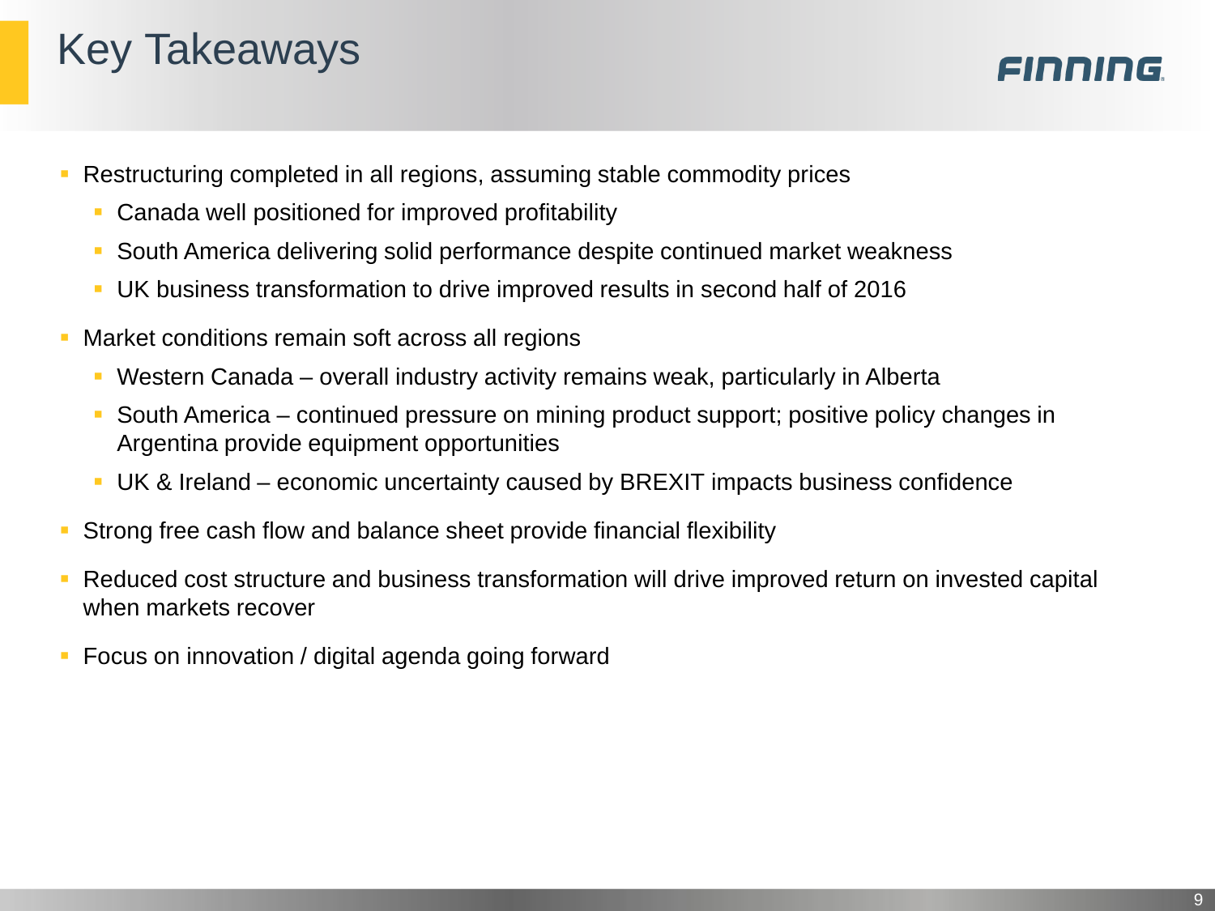# Key Takeaways

- Restructuring completed in all regions, assuming stable commodity prices
  - Canada well positioned for improved profitability
  - South America delivering solid performance despite continued market weakness
  - UK business transformation to drive improved results in second half of 2016
- Market conditions remain soft across all regions
  - Western Canada – overall industry activity remains weak, particularly in Alberta
  - South America – continued pressure on mining product support; positive policy changes in Argentina provide equipment opportunities
  - UK & Ireland – economic uncertainty caused by BREXIT impacts business confidence
- Strong free cash flow and balance sheet provide financial flexibility
- Reduced cost structure and business transformation will drive improved return on invested capital when markets recover
- Focus on innovation / digital agenda going forward